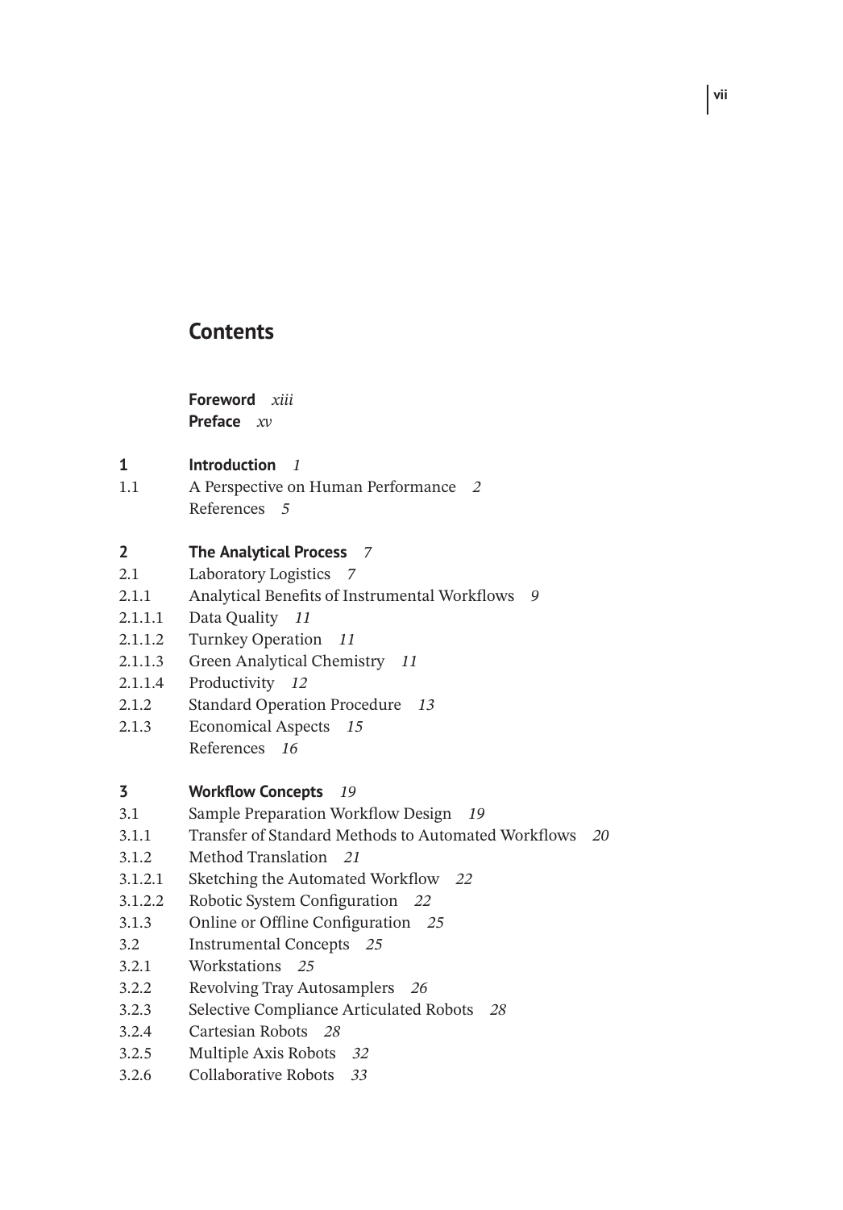# Contents

**Foreword** *xiii*
**Preface** *xv*

**1** **Introduction** *1*
1.1 A Perspective on Human Performance *2*
References *5*

**2** **The Analytical Process** *7*
2.1 Laboratory Logistics *7*
2.1.1 Analytical Benefits of Instrumental Workflows *9*
2.1.1.1 Data Quality *11*
2.1.1.2 Turnkey Operation *11*
2.1.1.3 Green Analytical Chemistry *11*
2.1.1.4 Productivity *12*
2.1.2 Standard Operation Procedure *13*
2.1.3 Economical Aspects *15*
References *16*

**3** **Workflow Concepts** *19*
3.1 Sample Preparation Workflow Design *19*
3.1.1 Transfer of Standard Methods to Automated Workflows *20*
3.1.2 Method Translation *21*
3.1.2.1 Sketching the Automated Workflow *22*
3.1.2.2 Robotic System Configuration *22*
3.1.3 Online or Offline Configuration *25*
3.2 Instrumental Concepts *25*
3.2.1 Workstations *25*
3.2.2 Revolving Tray Autosamplers *26*
3.2.3 Selective Compliance Articulated Robots *28*
3.2.4 Cartesian Robots *28*
3.2.5 Multiple Axis Robots *32*
3.2.6 Collaborative Robots *33*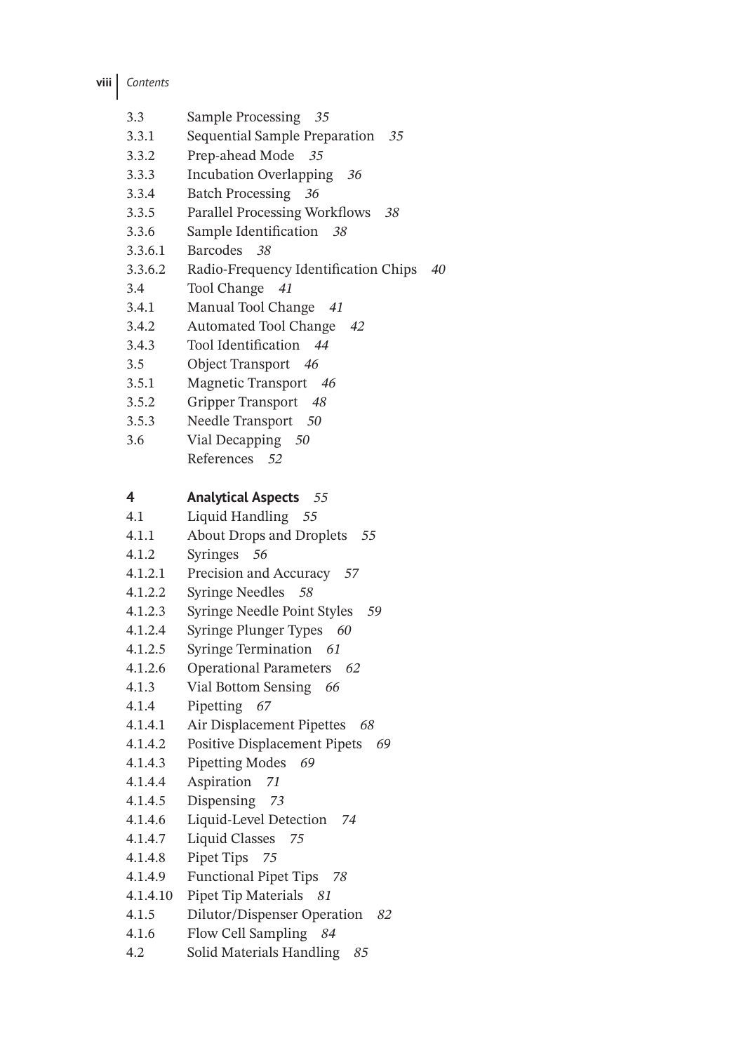| | | |
|---|---|---|
| 3.3 | Sample Processing | *35* |
| 3.3.1 | Sequential Sample Preparation | *35* |
| 3.3.2 | Prep-ahead Mode | *35* |
| 3.3.3 | Incubation Overlapping | *36* |
| 3.3.4 | Batch Processing | *36* |
| 3.3.5 | Parallel Processing Workflows | *38* |
| 3.3.6 | Sample Identification | *38* |
| 3.3.6.1 | Barcodes | *38* |
| 3.3.6.2 | Radio-Frequency Identification Chips | *40* |
| 3.4 | Tool Change | *41* |
| 3.4.1 | Manual Tool Change | *41* |
| 3.4.2 | Automated Tool Change | *42* |
| 3.4.3 | Tool Identification | *44* |
| 3.5 | Object Transport | *46* |
| 3.5.1 | Magnetic Transport | *46* |
| 3.5.2 | Gripper Transport | *48* |
| 3.5.3 | Needle Transport | *50* |
| 3.6 | Vial Decapping | *50* |
| | References | *52* |
| | | |
| **4** | **Analytical Aspects** | *55* |
| 4.1 | Liquid Handling | *55* |
| 4.1.1 | About Drops and Droplets | *55* |
| 4.1.2 | Syringes | *56* |
| 4.1.2.1 | Precision and Accuracy | *57* |
| 4.1.2.2 | Syringe Needles | *58* |
| 4.1.2.3 | Syringe Needle Point Styles | *59* |
| 4.1.2.4 | Syringe Plunger Types | *60* |
| 4.1.2.5 | Syringe Termination | *61* |
| 4.1.2.6 | Operational Parameters | *62* |
| 4.1.3 | Vial Bottom Sensing | *66* |
| 4.1.4 | Pipetting | *67* |
| 4.1.4.1 | Air Displacement Pipettes | *68* |
| 4.1.4.2 | Positive Displacement Pipets | *69* |
| 4.1.4.3 | Pipetting Modes | *69* |
| 4.1.4.4 | Aspiration | *71* |
| 4.1.4.5 | Dispensing | *73* |
| 4.1.4.6 | Liquid-Level Detection | *74* |
| 4.1.4.7 | Liquid Classes | *75* |
| 4.1.4.8 | Pipet Tips | *75* |
| 4.1.4.9 | Functional Pipet Tips | *78* |
| 4.1.4.10 | Pipet Tip Materials | *81* |
| 4.1.5 | Dilutor/Dispenser Operation | *82* |
| 4.1.6 | Flow Cell Sampling | *84* |
| 4.2 | Solid Materials Handling | *85* |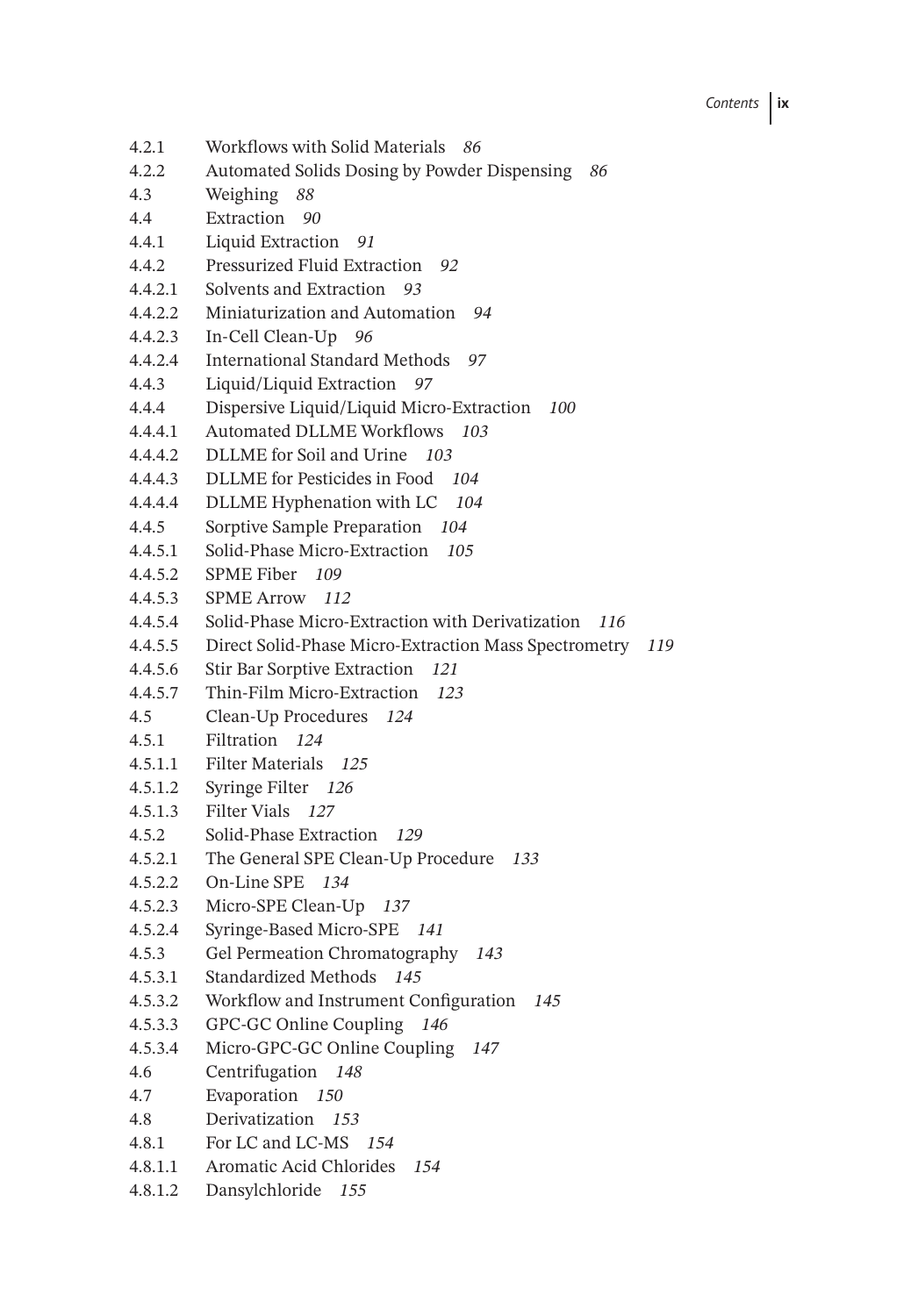4.2.1 Workflows with Solid Materials *86*
4.2.2 Automated Solids Dosing by Powder Dispensing *86*
4.3 Weighing *88*
4.4 Extraction *90*
4.4.1 Liquid Extraction *91*
4.4.2 Pressurized Fluid Extraction *92*
4.4.2.1 Solvents and Extraction *93*
4.4.2.2 Miniaturization and Automation *94*
4.4.2.3 In-Cell Clean-Up *96*
4.4.2.4 International Standard Methods *97*
4.4.3 Liquid/Liquid Extraction *97*
4.4.4 Dispersive Liquid/Liquid Micro-Extraction *100*
4.4.4.1 Automated DLLME Workflows *103*
4.4.4.2 DLLME for Soil and Urine *103*
4.4.4.3 DLLME for Pesticides in Food *104*
4.4.4.4 DLLME Hyphenation with LC *104*
4.4.5 Sorptive Sample Preparation *104*
4.4.5.1 Solid-Phase Micro-Extraction *105*
4.4.5.2 SPME Fiber *109*
4.4.5.3 SPME Arrow *112*
4.4.5.4 Solid-Phase Micro-Extraction with Derivatization *116*
4.4.5.5 Direct Solid-Phase Micro-Extraction Mass Spectrometry *119*
4.4.5.6 Stir Bar Sorptive Extraction *121*
4.4.5.7 Thin-Film Micro-Extraction *123*
4.5 Clean-Up Procedures *124*
4.5.1 Filtration *124*
4.5.1.1 Filter Materials *125*
4.5.1.2 Syringe Filter *126*
4.5.1.3 Filter Vials *127*
4.5.2 Solid-Phase Extraction *129*
4.5.2.1 The General SPE Clean-Up Procedure *133*
4.5.2.2 On-Line SPE *134*
4.5.2.3 Micro-SPE Clean-Up *137*
4.5.2.4 Syringe-Based Micro-SPE *141*
4.5.3 Gel Permeation Chromatography *143*
4.5.3.1 Standardized Methods *145*
4.5.3.2 Workflow and Instrument Configuration *145*
4.5.3.3 GPC-GC Online Coupling *146*
4.5.3.4 Micro-GPC-GC Online Coupling *147*
4.6 Centrifugation *148*
4.7 Evaporation *150*
4.8 Derivatization *153*
4.8.1 For LC and LC-MS *154*
4.8.1.1 Aromatic Acid Chlorides *154*
4.8.1.2 Dansylchloride *155*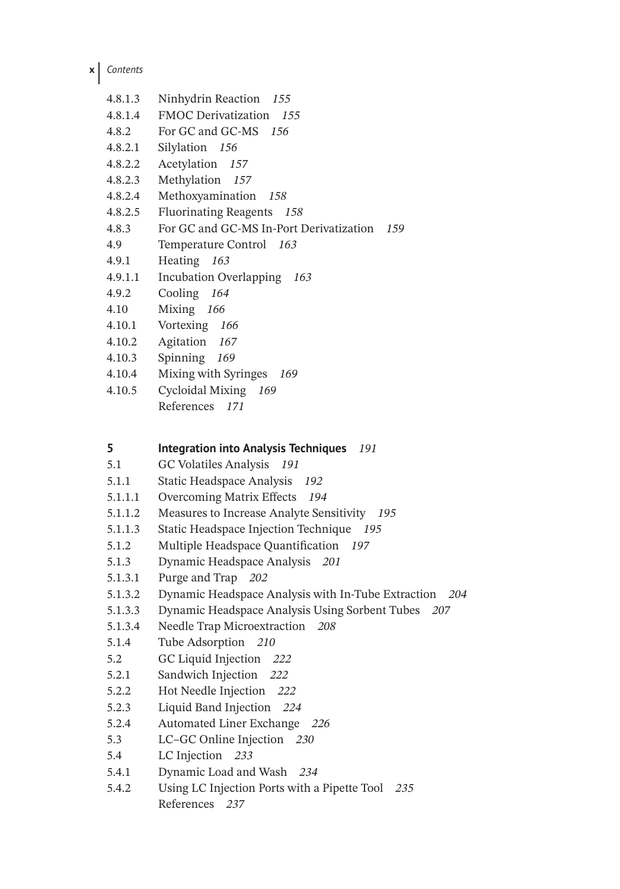4.8.1.3 Ninhydrin Reaction *155*
4.8.1.4 FMOC Derivatization *155*
4.8.2 For GC and GC-MS *156*
4.8.2.1 Silylation *156*
4.8.2.2 Acetylation *157*
4.8.2.3 Methylation *157*
4.8.2.4 Methoxyamination *158*
4.8.2.5 Fluorinating Reagents *158*
4.8.3 For GC and GC-MS In-Port Derivatization *159*
4.9 Temperature Control *163*
4.9.1 Heating *163*
4.9.1.1 Incubation Overlapping *163*
4.9.2 Cooling *164*
4.10 Mixing *166*
4.10.1 Vortexing *166*
4.10.2 Agitation *167*
4.10.3 Spinning *169*
4.10.4 Mixing with Syringes *169*
4.10.5 Cycloidal Mixing *169*
References *171*

**5 Integration into Analysis Techniques** *191*
5.1 GC Volatiles Analysis *191*
5.1.1 Static Headspace Analysis *192*
5.1.1.1 Overcoming Matrix Effects *194*
5.1.1.2 Measures to Increase Analyte Sensitivity *195*
5.1.1.3 Static Headspace Injection Technique *195*
5.1.2 Multiple Headspace Quantification *197*
5.1.3 Dynamic Headspace Analysis *201*
5.1.3.1 Purge and Trap *202*
5.1.3.2 Dynamic Headspace Analysis with In-Tube Extraction *204*
5.1.3.3 Dynamic Headspace Analysis Using Sorbent Tubes *207*
5.1.3.4 Needle Trap Microextraction *208*
5.1.4 Tube Adsorption *210*
5.2 GC Liquid Injection *222*
5.2.1 Sandwich Injection *222*
5.2.2 Hot Needle Injection *222*
5.2.3 Liquid Band Injection *224*
5.2.4 Automated Liner Exchange *226*
5.3 LC–GC Online Injection *230*
5.4 LC Injection *233*
5.4.1 Dynamic Load and Wash *234*
5.4.2 Using LC Injection Ports with a Pipette Tool *235*
References *237*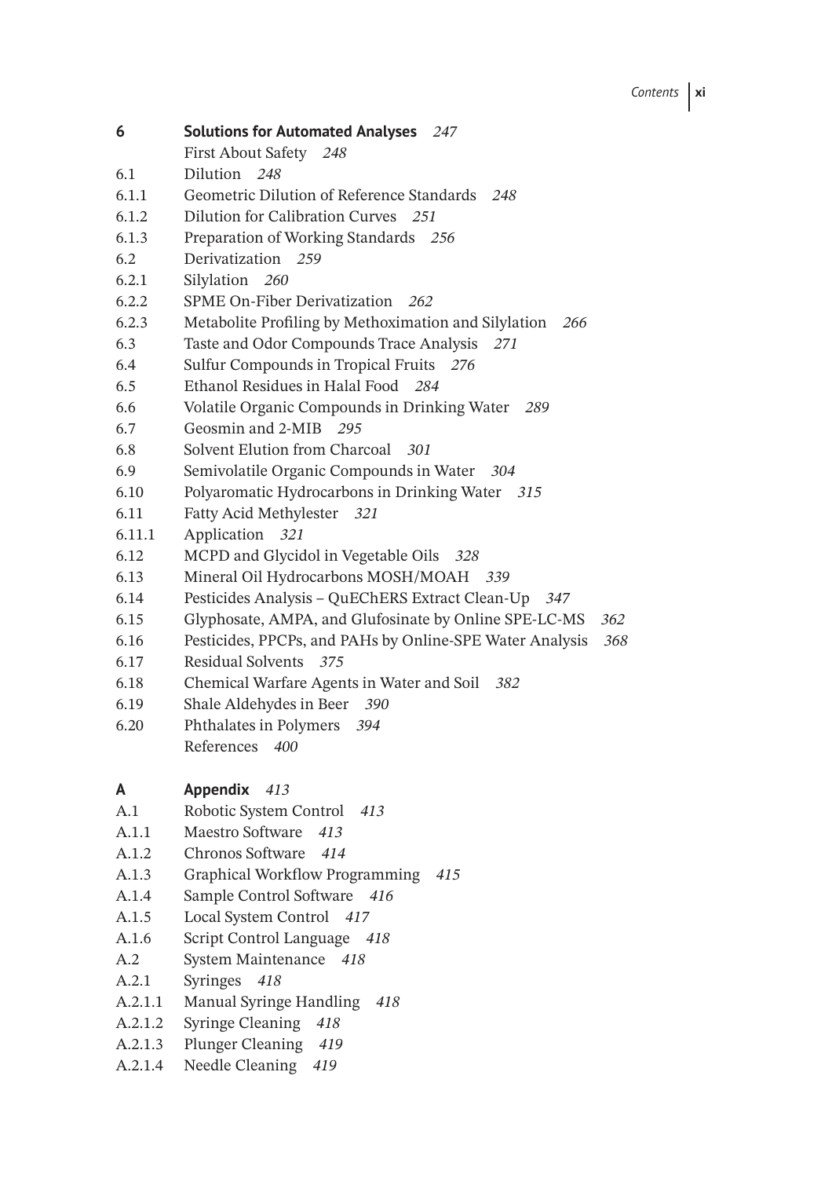**6 Solutions for Automated Analyses** *247*

First About Safety *248*

6.1 Dilution *248*

6.1.1 Geometric Dilution of Reference Standards *248*

6.1.2 Dilution for Calibration Curves *251*

6.1.3 Preparation of Working Standards *256*

6.2 Derivatization *259*

6.2.1 Silylation *260*

6.2.2 SPME On-Fiber Derivatization *262*

6.2.3 Metabolite Profiling by Methoximation and Silylation *266*

6.3 Taste and Odor Compounds Trace Analysis *271*

6.4 Sulfur Compounds in Tropical Fruits *276*

6.5 Ethanol Residues in Halal Food *284*

6.6 Volatile Organic Compounds in Drinking Water *289*

6.7 Geosmin and 2-MIB *295*

6.8 Solvent Elution from Charcoal *301*

6.9 Semivolatile Organic Compounds in Water *304*

6.10 Polyaromatic Hydrocarbons in Drinking Water *315*

6.11 Fatty Acid Methylester *321*

6.11.1 Application *321*

6.12 MCPD and Glycidol in Vegetable Oils *328*

6.13 Mineral Oil Hydrocarbons MOSH/MOAH *339*

6.14 Pesticides Analysis – QuEChERS Extract Clean-Up *347*

6.15 Glyphosate, AMPA, and Glufosinate by Online SPE-LC-MS *362*

6.16 Pesticides, PPCPs, and PAHs by Online-SPE Water Analysis *368*

6.17 Residual Solvents *375*

6.18 Chemical Warfare Agents in Water and Soil *382*

6.19 Shale Aldehydes in Beer *390*

6.20 Phthalates in Polymers *394*

References *400*

**A Appendix** *413*

A.1 Robotic System Control *413*

A.1.1 Maestro Software *413*

A.1.2 Chronos Software *414*

A.1.3 Graphical Workflow Programming *415*

A.1.4 Sample Control Software *416*

A.1.5 Local System Control *417*

A.1.6 Script Control Language *418*

A.2 System Maintenance *418*

A.2.1 Syringes *418*

A.2.1.1 Manual Syringe Handling *418*

A.2.1.2 Syringe Cleaning *418*

A.2.1.3 Plunger Cleaning *419*

A.2.1.4 Needle Cleaning *419*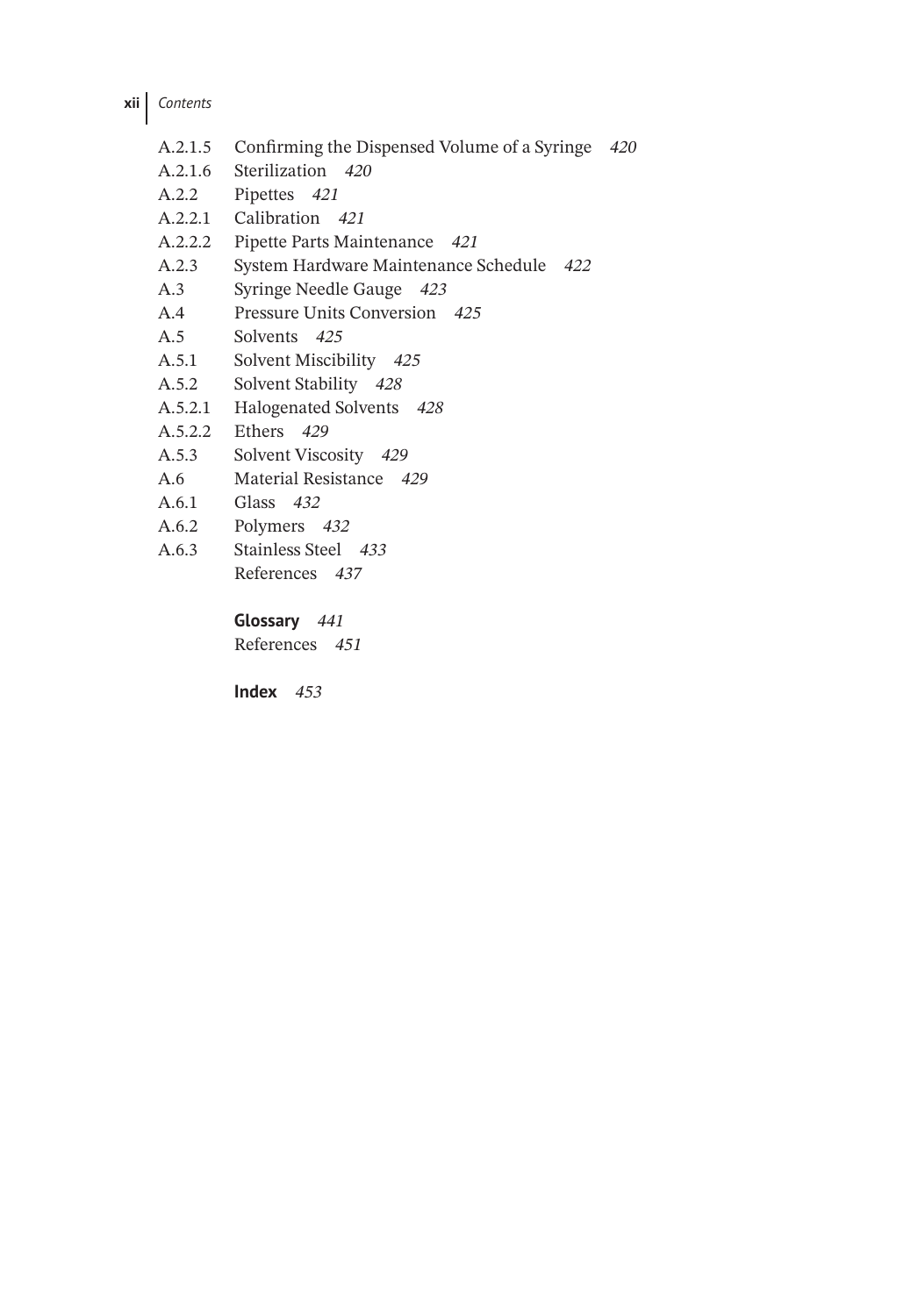A.2.1.5 Confirming the Dispensed Volume of a Syringe *420*
A.2.1.6 Sterilization *420*
A.2.2 Pipettes *421*
A.2.2.1 Calibration *421*
A.2.2.2 Pipette Parts Maintenance *421*
A.2.3 System Hardware Maintenance Schedule *422*
A.3 Syringe Needle Gauge *423*
A.4 Pressure Units Conversion *425*
A.5 Solvents *425*
A.5.1 Solvent Miscibility *425*
A.5.2 Solvent Stability *428*
A.5.2.1 Halogenated Solvents *428*
A.5.2.2 Ethers *429*
A.5.3 Solvent Viscosity *429*
A.6 Material Resistance *429*
A.6.1 Glass *432*
A.6.2 Polymers *432*
A.6.3 Stainless Steel *433*
References *437*

**Glossary** *441*
References *451*

**Index** *453*